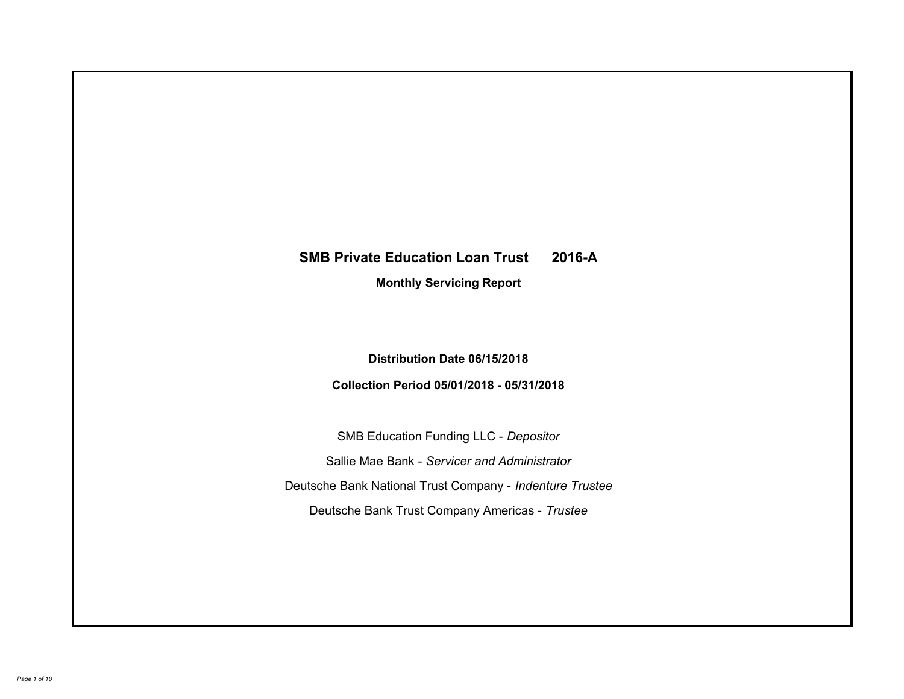# SMB Private Education Loan Trust 2016-A

## Monthly Servicing Report

**Distribution Date 06/15/2018**

**Collection Period 05/01/2018 - 05/31/2018**

SMB Education Funding LLC - *Depositor*

Sallie Mae Bank - *Servicer and Administrator*

Deutsche Bank National Trust Company - *Indenture Trustee*

Deutsche Bank Trust Company Americas - *Trustee*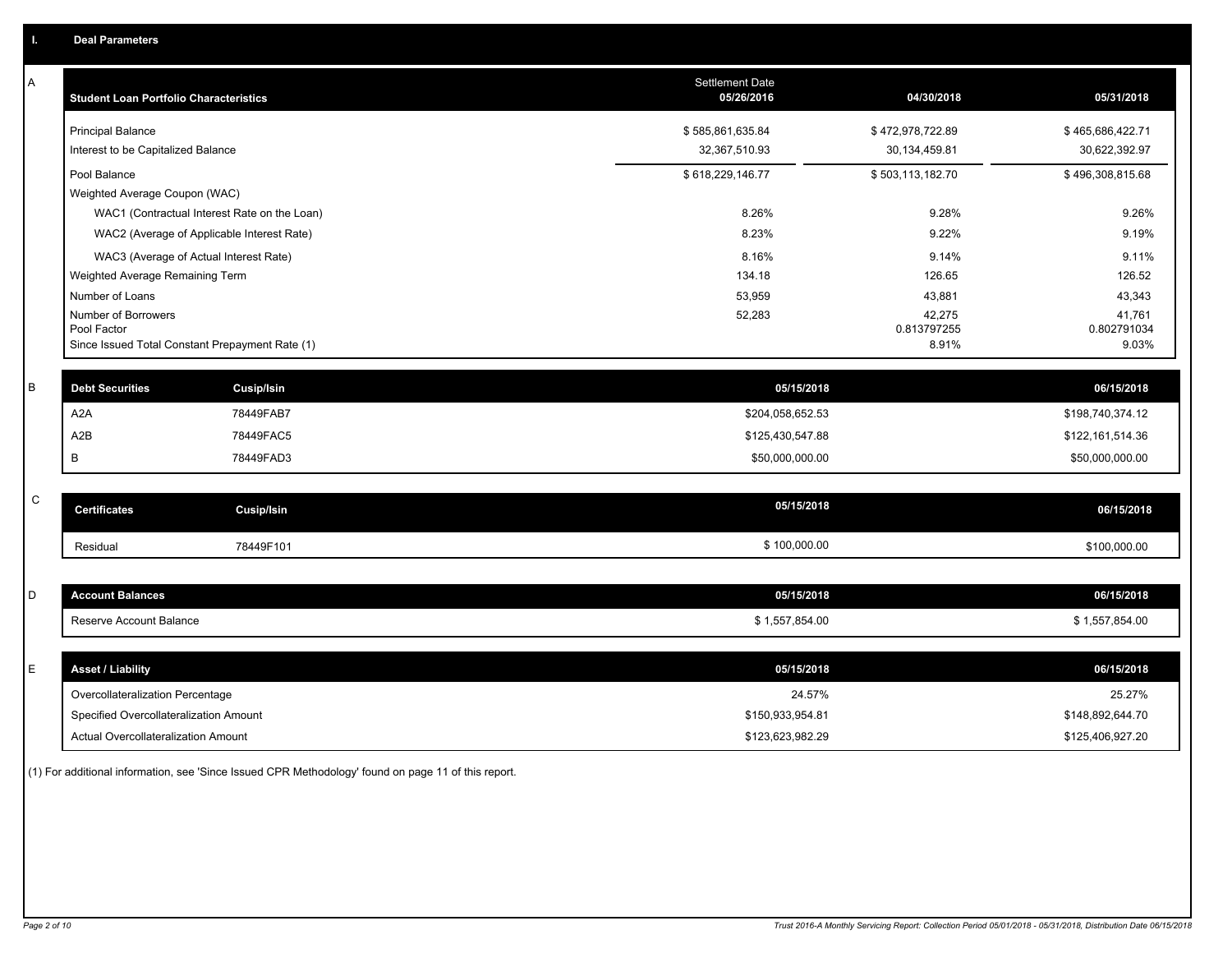## I. Deal Parameters

### A

| Student Loan Portfolio Characteristics | Settlement Date 05/26/2016 | 04/30/2018 | 05/31/2018 |
|---|---|---|---|
| Principal Balance | $ 585,861,635.84 | $ 472,978,722.89 | $ 465,686,422.71 |
| Interest to be Capitalized Balance | 32,367,510.93 | 30,134,459.81 | 30,622,392.97 |
| Pool Balance | $ 618,229,146.77 | $ 503,113,182.70 | $ 496,308,815.68 |
| Weighted Average Coupon (WAC) | | | |
| WAC1 (Contractual Interest Rate on the Loan) | 8.26% | 9.28% | 9.26% |
| WAC2 (Average of Applicable Interest Rate) | 8.23% | 9.22% | 9.19% |
| WAC3 (Average of Actual Interest Rate) | 8.16% | 9.14% | 9.11% |
| Weighted Average Remaining Term | 134.18 | 126.65 | 126.52 |
| Number of Loans | 53,959 | 43,881 | 43,343 |
| Number of Borrowers | 52,283 | 42,275 | 41,761 |
| Pool Factor | | 0.813797255 | 0.802791034 |
| Since Issued Total Constant Prepayment Rate (1) | | 8.91% | 9.03% |

### B

| Debt Securities | Cusip/Isin | 05/15/2018 | 06/15/2018 |
|---|---|---|---|
| A2A | 78449FAB7 | $204,058,652.53 | $198,740,374.12 |
| A2B | 78449FAC5 | $125,430,547.88 | $122,161,514.36 |
| B | 78449FAD3 | $50,000,000.00 | $50,000,000.00 |

### C

| Certificates | Cusip/Isin | 05/15/2018 | 06/15/2018 |
|---|---|---|---|
| Residual | 78449F101 | $ 100,000.00 | $100,000.00 |

### D

| Account Balances | 05/15/2018 | 06/15/2018 |
|---|---|---|
| Reserve Account Balance | $ 1,557,854.00 | $ 1,557,854.00 |

### E

| Asset / Liability | 05/15/2018 | 06/15/2018 |
|---|---|---|
| Overcollateralization Percentage | 24.57% | 25.27% |
| Specified Overcollateralization Amount | $150,933,954.81 | $148,892,644.70 |
| Actual Overcollateralization Amount | $123,623,982.29 | $125,406,927.20 |

(1) For additional information, see 'Since Issued CPR Methodology' found on page 11 of this report.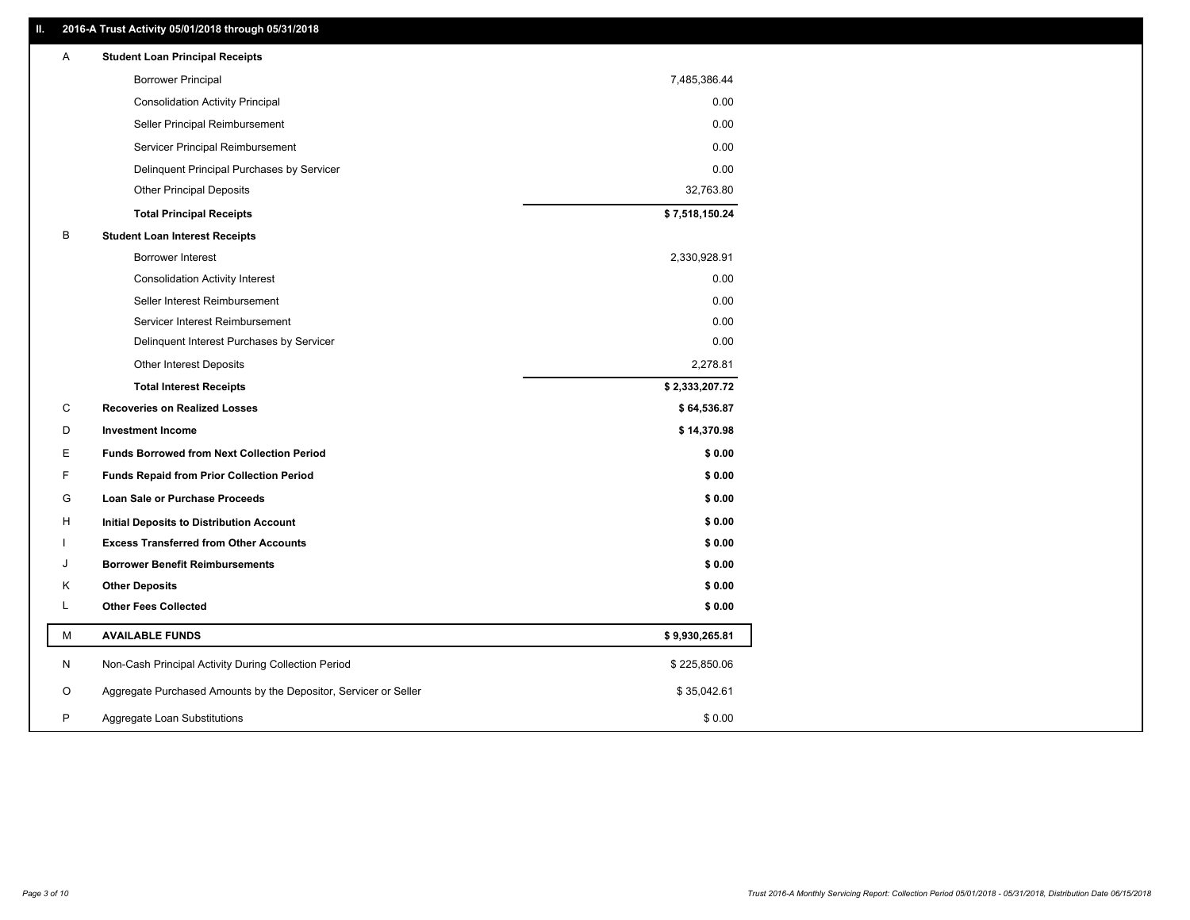## II. 2016-A Trust Activity 05/01/2018 through 05/31/2018

| | | |
|---|---|---|
| A | **Student Loan Principal Receipts** | |
| | Borrower Principal | 7,485,386.44 |
| | Consolidation Activity Principal | 0.00 |
| | Seller Principal Reimbursement | 0.00 |
| | Servicer Principal Reimbursement | 0.00 |
| | Delinquent Principal Purchases by Servicer | 0.00 |
| | Other Principal Deposits | 32,763.80 |
| | **Total Principal Receipts** | **$ 7,518,150.24** |
| B | **Student Loan Interest Receipts** | |
| | Borrower Interest | 2,330,928.91 |
| | Consolidation Activity Interest | 0.00 |
| | Seller Interest Reimbursement | 0.00 |
| | Servicer Interest Reimbursement | 0.00 |
| | Delinquent Interest Purchases by Servicer | 0.00 |
| | Other Interest Deposits | 2,278.81 |
| | **Total Interest Receipts** | **$ 2,333,207.72** |
| C | **Recoveries on Realized Losses** | **$ 64,536.87** |
| D | **Investment Income** | **$ 14,370.98** |
| E | **Funds Borrowed from Next Collection Period** | **$ 0.00** |
| F | **Funds Repaid from Prior Collection Period** | **$ 0.00** |
| G | **Loan Sale or Purchase Proceeds** | **$ 0.00** |
| H | **Initial Deposits to Distribution Account** | **$ 0.00** |
| I | **Excess Transferred from Other Accounts** | **$ 0.00** |
| J | **Borrower Benefit Reimbursements** | **$ 0.00** |
| K | **Other Deposits** | **$ 0.00** |
| L | **Other Fees Collected** | **$ 0.00** |
| M | **AVAILABLE FUNDS** | **$ 9,930,265.81** |
| N | Non-Cash Principal Activity During Collection Period | $ 225,850.06 |
| O | Aggregate Purchased Amounts by the Depositor, Servicer or Seller | $ 35,042.61 |
| P | Aggregate Loan Substitutions | $ 0.00 |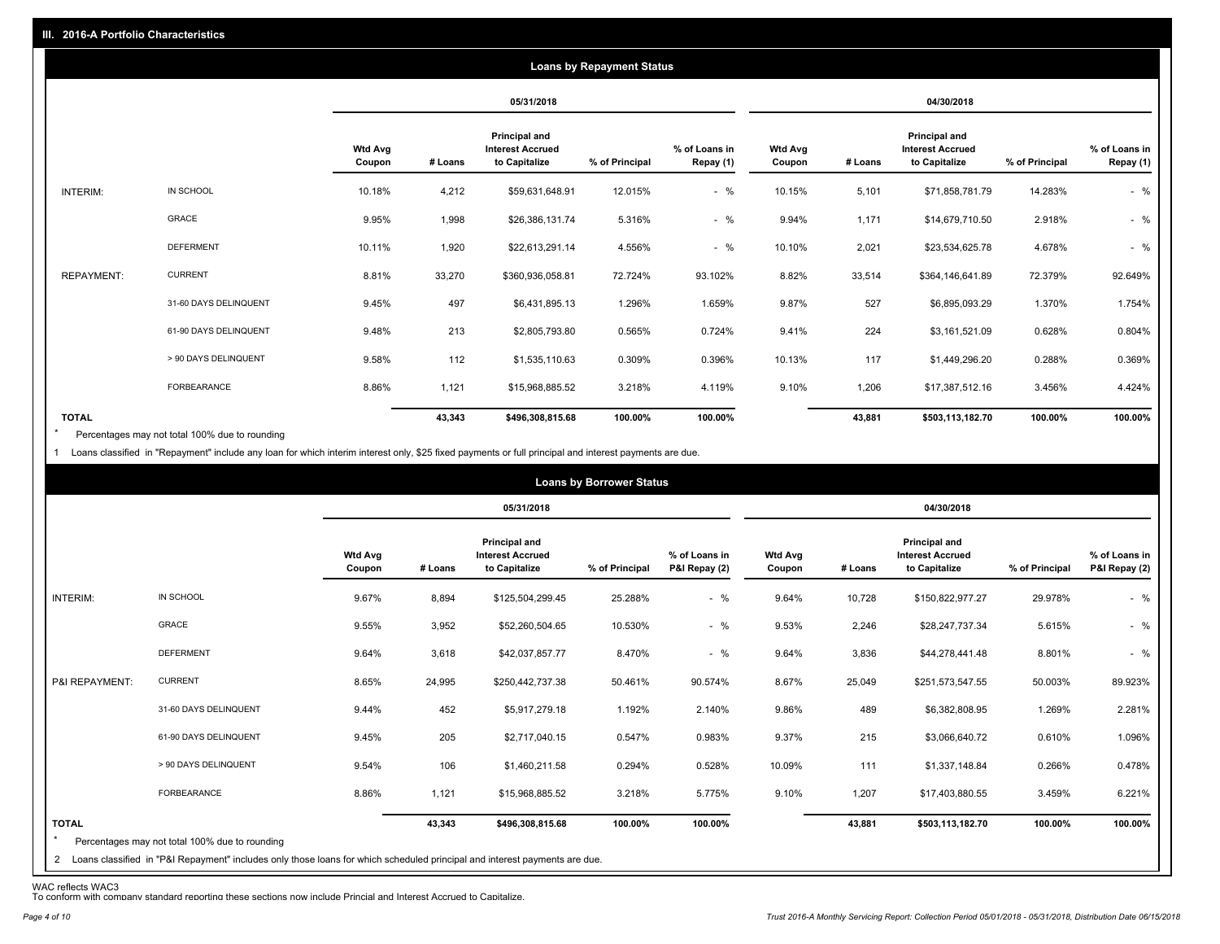## III. 2016-A Portfolio Characteristics

### Loans by Repayment Status

| | | 05/31/2018 | | | | | 04/30/2018 | | | | |
|---|---|---|---|---|---|---|---|---|---|---|---|
| | | Wtd Avg Coupon | # Loans | Principal and Interest Accrued to Capitalize | % of Principal | % of Loans in Repay (1) | Wtd Avg Coupon | # Loans | Principal and Interest Accrued to Capitalize | % of Principal | % of Loans in Repay (1) |
| INTERIM: | IN SCHOOL | 10.18% | 4,212 | $59,631,648.91 | 12.015% | - % | 10.15% | 5,101 | $71,858,781.79 | 14.283% | - % |
| | GRACE | 9.95% | 1,998 | $26,386,131.74 | 5.316% | - % | 9.94% | 1,171 | $14,679,710.50 | 2.918% | - % |
| | DEFERMENT | 10.11% | 1,920 | $22,613,291.14 | 4.556% | - % | 10.10% | 2,021 | $23,534,625.78 | 4.678% | - % |
| REPAYMENT: | CURRENT | 8.81% | 33,270 | $360,936,058.81 | 72.724% | 93.102% | 8.82% | 33,514 | $364,146,641.89 | 72.379% | 92.649% |
| | 31-60 DAYS DELINQUENT | 9.45% | 497 | $6,431,895.13 | 1.296% | 1.659% | 9.87% | 527 | $6,895,093.29 | 1.370% | 1.754% |
| | 61-90 DAYS DELINQUENT | 9.48% | 213 | $2,805,793.80 | 0.565% | 0.724% | 9.41% | 224 | $3,161,521.09 | 0.628% | 0.804% |
| | > 90 DAYS DELINQUENT | 9.58% | 112 | $1,535,110.63 | 0.309% | 0.396% | 10.13% | 117 | $1,449,296.20 | 0.288% | 0.369% |
| | FORBEARANCE | 8.86% | 1,121 | $15,968,885.52 | 3.218% | 4.119% | 9.10% | 1,206 | $17,387,512.16 | 3.456% | 4.424% |
| **TOTAL** | | | **43,343** | **$496,308,815.68** | **100.00%** | **100.00%** | | **43,881** | **$503,113,182.70** | **100.00%** | **100.00%** |

\* Percentages may not total 100% due to rounding

1 Loans classified in "Repayment" include any loan for which interim interest only, $25 fixed payments or full principal and interest payments are due.

### Loans by Borrower Status

| | | 05/31/2018 | | | | | 04/30/2018 | | | | |
|---|---|---|---|---|---|---|---|---|---|---|---|
| | | Wtd Avg Coupon | # Loans | Principal and Interest Accrued to Capitalize | % of Principal | % of Loans in P&I Repay (2) | Wtd Avg Coupon | # Loans | Principal and Interest Accrued to Capitalize | % of Principal | % of Loans in P&I Repay (2) |
| INTERIM: | IN SCHOOL | 9.67% | 8,894 | $125,504,299.45 | 25.288% | - % | 9.64% | 10,728 | $150,822,977.27 | 29.978% | - % |
| | GRACE | 9.55% | 3,952 | $52,260,504.65 | 10.530% | - % | 9.53% | 2,246 | $28,247,737.34 | 5.615% | - % |
| | DEFERMENT | 9.64% | 3,618 | $42,037,857.77 | 8.470% | - % | 9.64% | 3,836 | $44,278,441.48 | 8.801% | - % |
| P&I REPAYMENT: | CURRENT | 8.65% | 24,995 | $250,442,737.38 | 50.461% | 90.574% | 8.67% | 25,049 | $251,573,547.55 | 50.003% | 89.923% |
| | 31-60 DAYS DELINQUENT | 9.44% | 452 | $5,917,279.18 | 1.192% | 2.140% | 9.86% | 489 | $6,382,808.95 | 1.269% | 2.281% |
| | 61-90 DAYS DELINQUENT | 9.45% | 205 | $2,717,040.15 | 0.547% | 0.983% | 9.37% | 215 | $3,066,640.72 | 0.610% | 1.096% |
| | > 90 DAYS DELINQUENT | 9.54% | 106 | $1,460,211.58 | 0.294% | 0.528% | 10.09% | 111 | $1,337,148.84 | 0.266% | 0.478% |
| | FORBEARANCE | 8.86% | 1,121 | $15,968,885.52 | 3.218% | 5.775% | 9.10% | 1,207 | $17,403,880.55 | 3.459% | 6.221% |
| **TOTAL** | | | **43,343** | **$496,308,815.68** | **100.00%** | **100.00%** | | **43,881** | **$503,113,182.70** | **100.00%** | **100.00%** |

\* Percentages may not total 100% due to rounding

2 Loans classified in "P&I Repayment" includes only those loans for which scheduled principal and interest payments are due.

WAC reflects WAC3

To conform with company standard reporting these sections now include Princial and Interest Accrued to Capitalize.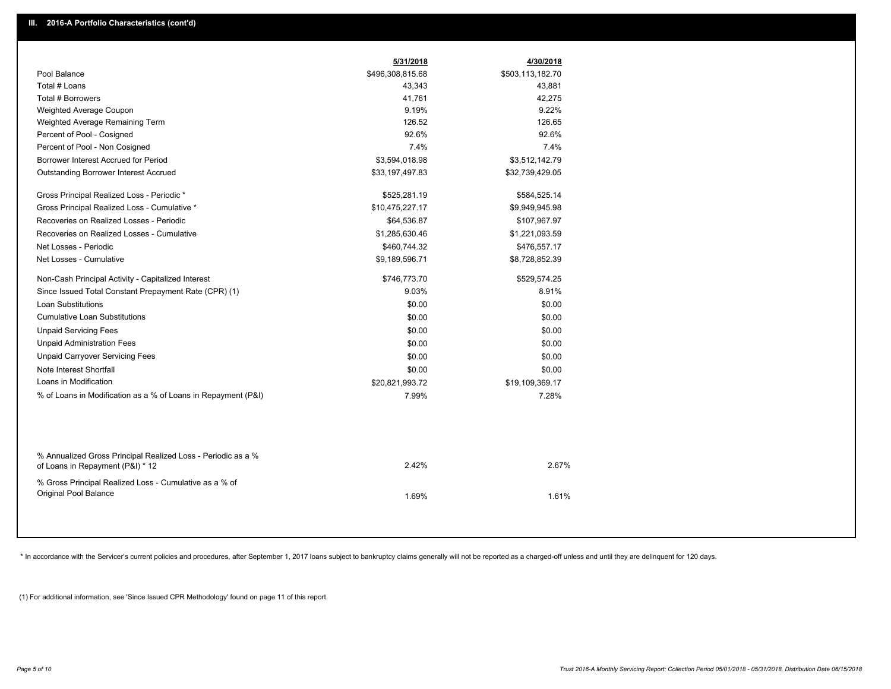## III. 2016-A Portfolio Characteristics (cont'd)

| | 5/31/2018 | 4/30/2018 |
|---|---|---|
| Pool Balance | $496,308,815.68 | $503,113,182.70 |
| Total # Loans | 43,343 | 43,881 |
| Total # Borrowers | 41,761 | 42,275 |
| Weighted Average Coupon | 9.19% | 9.22% |
| Weighted Average Remaining Term | 126.52 | 126.65 |
| Percent of Pool - Cosigned | 92.6% | 92.6% |
| Percent of Pool - Non Cosigned | 7.4% | 7.4% |
| Borrower Interest Accrued for Period | $3,594,018.98 | $3,512,142.79 |
| Outstanding Borrower Interest Accrued | $33,197,497.83 | $32,739,429.05 |
| Gross Principal Realized Loss - Periodic * | $525,281.19 | $584,525.14 |
| Gross Principal Realized Loss - Cumulative * | $10,475,227.17 | $9,949,945.98 |
| Recoveries on Realized Losses - Periodic | $64,536.87 | $107,967.97 |
| Recoveries on Realized Losses - Cumulative | $1,285,630.46 | $1,221,093.59 |
| Net Losses - Periodic | $460,744.32 | $476,557.17 |
| Net Losses - Cumulative | $9,189,596.71 | $8,728,852.39 |
| Non-Cash Principal Activity - Capitalized Interest | $746,773.70 | $529,574.25 |
| Since Issued Total Constant Prepayment Rate (CPR) (1) | 9.03% | 8.91% |
| Loan Substitutions | $0.00 | $0.00 |
| Cumulative Loan Substitutions | $0.00 | $0.00 |
| Unpaid Servicing Fees | $0.00 | $0.00 |
| Unpaid Administration Fees | $0.00 | $0.00 |
| Unpaid Carryover Servicing Fees | $0.00 | $0.00 |
| Note Interest Shortfall | $0.00 | $0.00 |
| Loans in Modification | $20,821,993.72 | $19,109,369.17 |
| % of Loans in Modification as a % of Loans in Repayment (P&I) | 7.99% | 7.28% |
| % Annualized Gross Principal Realized Loss - Periodic as a % of Loans in Repayment (P&I) * 12 | 2.42% | 2.67% |
| % Gross Principal Realized Loss - Cumulative as a % of Original Pool Balance | 1.69% | 1.61% |

* In accordance with the Servicer's current policies and procedures, after September 1, 2017 loans subject to bankruptcy claims generally will not be reported as a charged-off unless and until they are delinquent for 120 days.

(1) For additional information, see 'Since Issued CPR Methodology' found on page 11 of this report.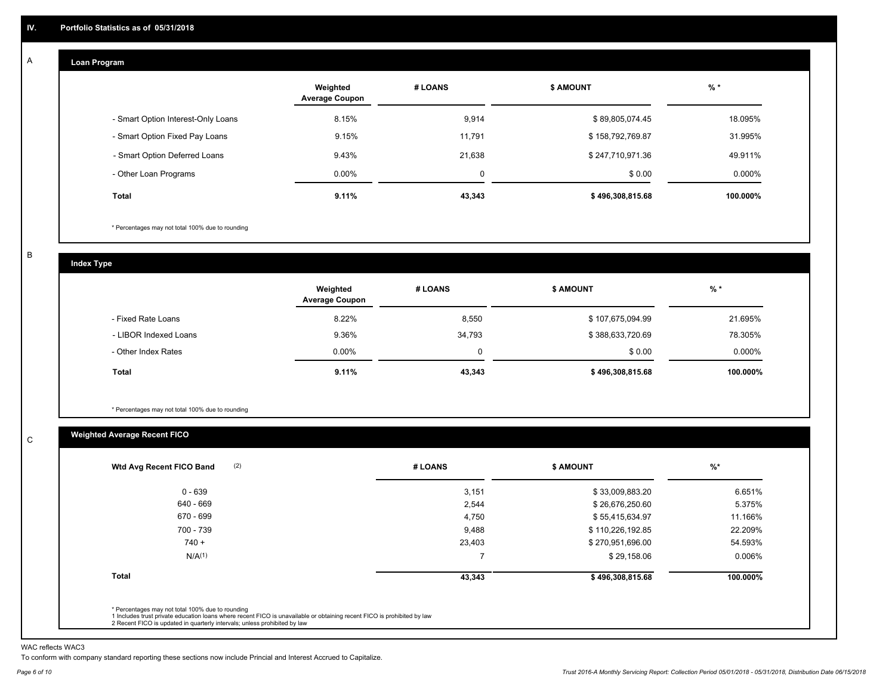## IV. Portfolio Statistics as of 05/31/2018

### A. Loan Program

| | Weighted Average Coupon | # LOANS | $ AMOUNT | % * |
|---|---|---|---|---|
| - Smart Option Interest-Only Loans | 8.15% | 9,914 | $ 89,805,074.45 | 18.095% |
| - Smart Option Fixed Pay Loans | 9.15% | 11,791 | $ 158,792,769.87 | 31.995% |
| - Smart Option Deferred Loans | 9.43% | 21,638 | $ 247,710,971.36 | 49.911% |
| - Other Loan Programs | 0.00% | 0 | $ 0.00 | 0.000% |
| **Total** | **9.11%** | **43,343** | **$ 496,308,815.68** | **100.000%** |

\* Percentages may not total 100% due to rounding

### B. Index Type

| | Weighted Average Coupon | # LOANS | $ AMOUNT | % * |
|---|---|---|---|---|
| - Fixed Rate Loans | 8.22% | 8,550 | $ 107,675,094.99 | 21.695% |
| - LIBOR Indexed Loans | 9.36% | 34,793 | $ 388,633,720.69 | 78.305% |
| - Other Index Rates | 0.00% | 0 | $ 0.00 | 0.000% |
| **Total** | **9.11%** | **43,343** | **$ 496,308,815.68** | **100.000%** |

\* Percentages may not total 100% due to rounding

### C. Weighted Average Recent FICO

| Wtd Avg Recent FICO Band (2) | # LOANS | $ AMOUNT | %* |
|---|---|---|---|
| 0 - 639 | 3,151 | $ 33,009,883.20 | 6.651% |
| 640 - 669 | 2,544 | $ 26,676,250.60 | 5.375% |
| 670 - 699 | 4,750 | $ 55,415,634.97 | 11.166% |
| 700 - 739 | 9,488 | $ 110,226,192.85 | 22.209% |
| 740 + | 23,403 | $ 270,951,696.00 | 54.593% |
| N/A(1) | 7 | $ 29,158.06 | 0.006% |
| **Total** | **43,343** | **$ 496,308,815.68** | **100.000%** |

\* Percentages may not total 100% due to rounding
1 Includes trust private education loans where recent FICO is unavailable or obtaining recent FICO is prohibited by law
2 Recent FICO is updated in quarterly intervals; unless prohibited by law

WAC reflects WAC3

To conform with company standard reporting these sections now include Princial and Interest Accrued to Capitalize.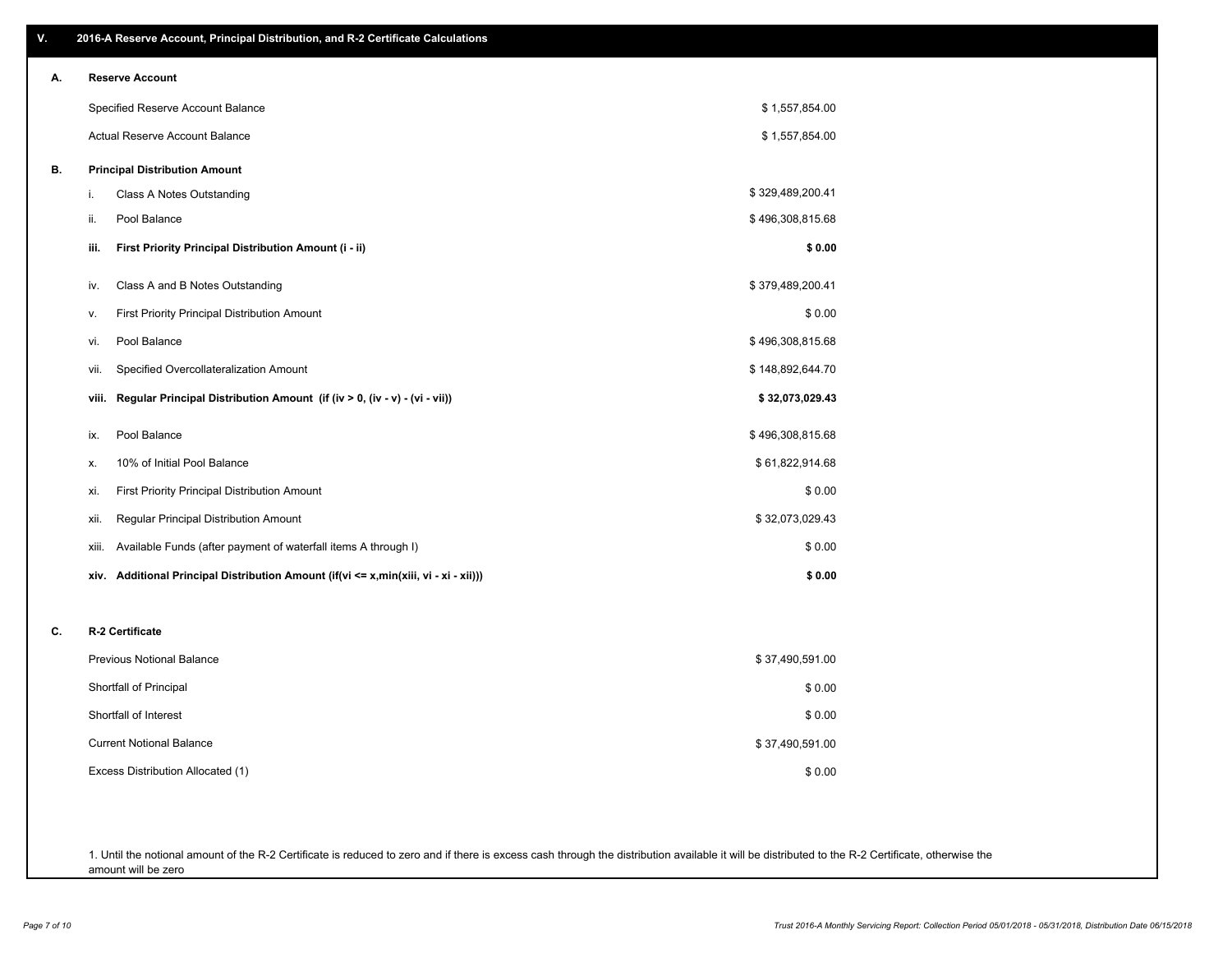## V. 2016-A Reserve Account, Principal Distribution, and R-2 Certificate Calculations

### A. Reserve Account

| | |
|---|---|
| Specified Reserve Account Balance | $ 1,557,854.00 |
| Actual Reserve Account Balance | $ 1,557,854.00 |

### B. Principal Distribution Amount

| | | |
|---|---|---|
| i. | Class A Notes Outstanding | $ 329,489,200.41 |
| ii. | Pool Balance | $ 496,308,815.68 |
| **iii.** | **First Priority Principal Distribution Amount (i - ii)** | **$ 0.00** |
| iv. | Class A and B Notes Outstanding | $ 379,489,200.41 |
| v. | First Priority Principal Distribution Amount | $ 0.00 |
| vi. | Pool Balance | $ 496,308,815.68 |
| vii. | Specified Overcollateralization Amount | $ 148,892,644.70 |
| **viii.** | **Regular Principal Distribution Amount (if (iv > 0, (iv - v) - (vi - vii))** | **$ 32,073,029.43** |
| ix. | Pool Balance | $ 496,308,815.68 |
| x. | 10% of Initial Pool Balance | $ 61,822,914.68 |
| xi. | First Priority Principal Distribution Amount | $ 0.00 |
| xii. | Regular Principal Distribution Amount | $ 32,073,029.43 |
| xiii. | Available Funds (after payment of waterfall items A through I) | $ 0.00 |
| **xiv.** | **Additional Principal Distribution Amount (if(vi <= x,min(xiii, vi - xi - xii)))** | **$ 0.00** |

### C. R-2 Certificate

| | |
|---|---|
| Previous Notional Balance | $ 37,490,591.00 |
| Shortfall of Principal | $ 0.00 |
| Shortfall of Interest | $ 0.00 |
| Current Notional Balance | $ 37,490,591.00 |
| Excess Distribution Allocated (1) | $ 0.00 |

1. Until the notional amount of the R-2 Certificate is reduced to zero and if there is excess cash through the distribution available it will be distributed to the R-2 Certificate, otherwise the amount will be zero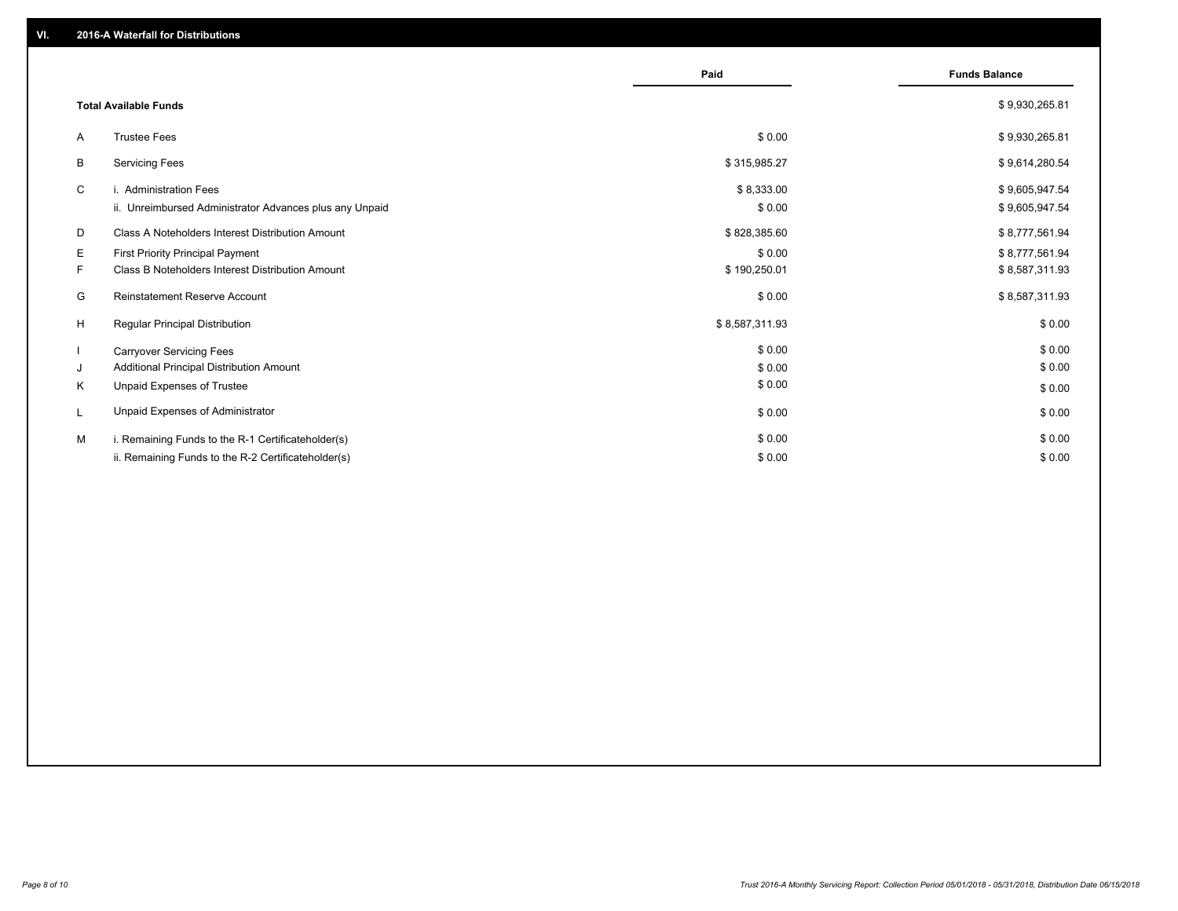## VI. 2016-A Waterfall for Distributions

| | | Paid | Funds Balance |
|---|---|---|---|
| | **Total Available Funds** | | $ 9,930,265.81 |
| A | Trustee Fees | $ 0.00 | $ 9,930,265.81 |
| B | Servicing Fees | $ 315,985.27 | $ 9,614,280.54 |
| C | i. Administration Fees | $ 8,333.00 | $ 9,605,947.54 |
| | ii. Unreimbursed Administrator Advances plus any Unpaid | $ 0.00 | $ 9,605,947.54 |
| D | Class A Noteholders Interest Distribution Amount | $ 828,385.60 | $ 8,777,561.94 |
| E | First Priority Principal Payment | $ 0.00 | $ 8,777,561.94 |
| F | Class B Noteholders Interest Distribution Amount | $ 190,250.01 | $ 8,587,311.93 |
| G | Reinstatement Reserve Account | $ 0.00 | $ 8,587,311.93 |
| H | Regular Principal Distribution | $ 8,587,311.93 | $ 0.00 |
| I | Carryover Servicing Fees | $ 0.00 | $ 0.00 |
| J | Additional Principal Distribution Amount | $ 0.00 | $ 0.00 |
| K | Unpaid Expenses of Trustee | $ 0.00 | $ 0.00 |
| L | Unpaid Expenses of Administrator | $ 0.00 | $ 0.00 |
| M | i. Remaining Funds to the R-1 Certificateholder(s) | $ 0.00 | $ 0.00 |
| | ii. Remaining Funds to the R-2 Certificateholder(s) | $ 0.00 | $ 0.00 |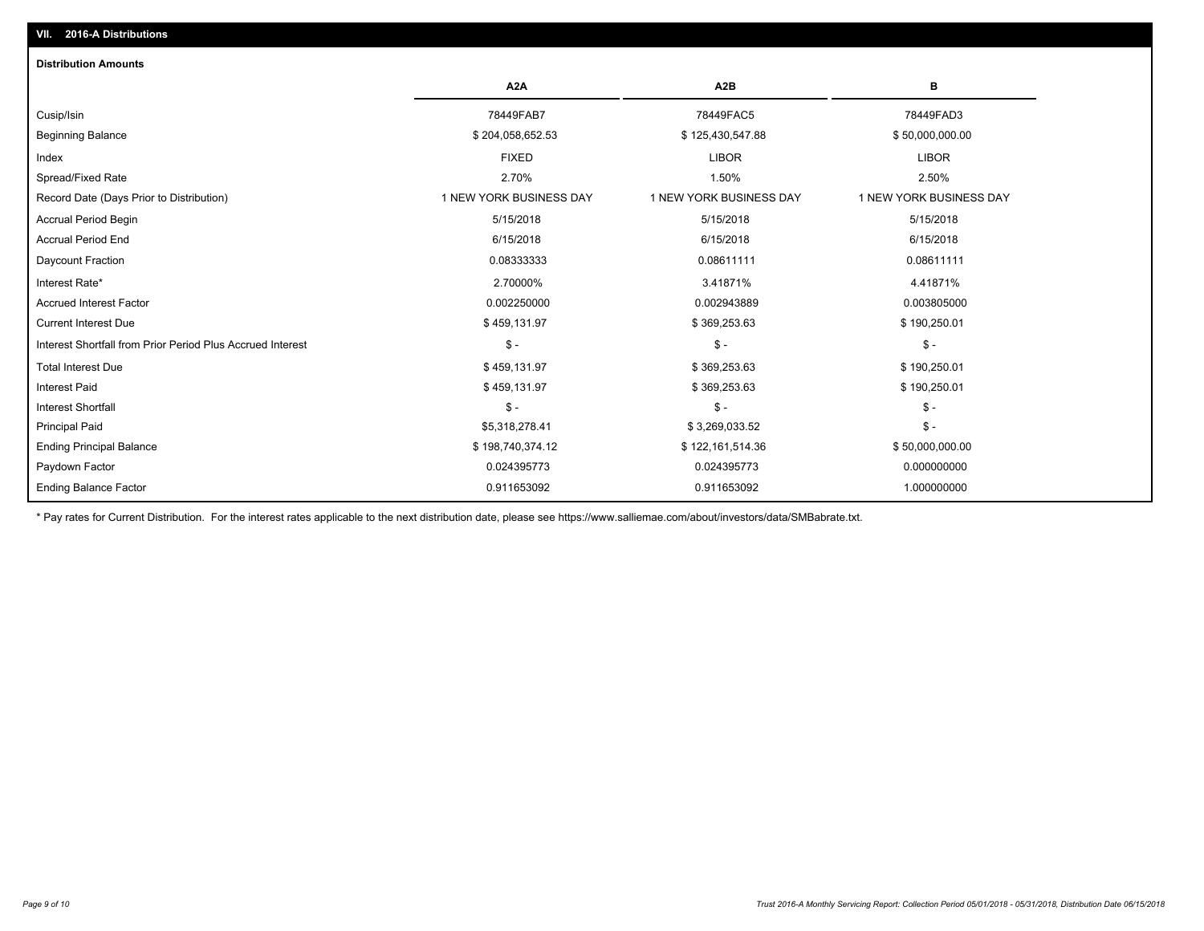## VII. 2016-A Distributions

### Distribution Amounts

| | A2A | A2B | B |
|---|---|---|---|
| Cusip/Isin | 78449FAB7 | 78449FAC5 | 78449FAD3 |
| Beginning Balance | $ 204,058,652.53 | $ 125,430,547.88 | $ 50,000,000.00 |
| Index | FIXED | LIBOR | LIBOR |
| Spread/Fixed Rate | 2.70% | 1.50% | 2.50% |
| Record Date (Days Prior to Distribution) | 1 NEW YORK BUSINESS DAY | 1 NEW YORK BUSINESS DAY | 1 NEW YORK BUSINESS DAY |
| Accrual Period Begin | 5/15/2018 | 5/15/2018 | 5/15/2018 |
| Accrual Period End | 6/15/2018 | 6/15/2018 | 6/15/2018 |
| Daycount Fraction | 0.08333333 | 0.08611111 | 0.08611111 |
| Interest Rate* | 2.70000% | 3.41871% | 4.41871% |
| Accrued Interest Factor | 0.002250000 | 0.002943889 | 0.003805000 |
| Current Interest Due | $ 459,131.97 | $ 369,253.63 | $ 190,250.01 |
| Interest Shortfall from Prior Period Plus Accrued Interest | $ - | $ - | $ - |
| Total Interest Due | $ 459,131.97 | $ 369,253.63 | $ 190,250.01 |
| Interest Paid | $ 459,131.97 | $ 369,253.63 | $ 190,250.01 |
| Interest Shortfall | $ - | $ - | $ - |
| Principal Paid | $5,318,278.41 | $ 3,269,033.52 | $ - |
| Ending Principal Balance | $ 198,740,374.12 | $ 122,161,514.36 | $ 50,000,000.00 |
| Paydown Factor | 0.024395773 | 0.024395773 | 0.000000000 |
| Ending Balance Factor | 0.911653092 | 0.911653092 | 1.000000000 |

* Pay rates for Current Distribution. For the interest rates applicable to the next distribution date, please see https://www.salliemae.com/about/investors/data/SMBabrate.txt.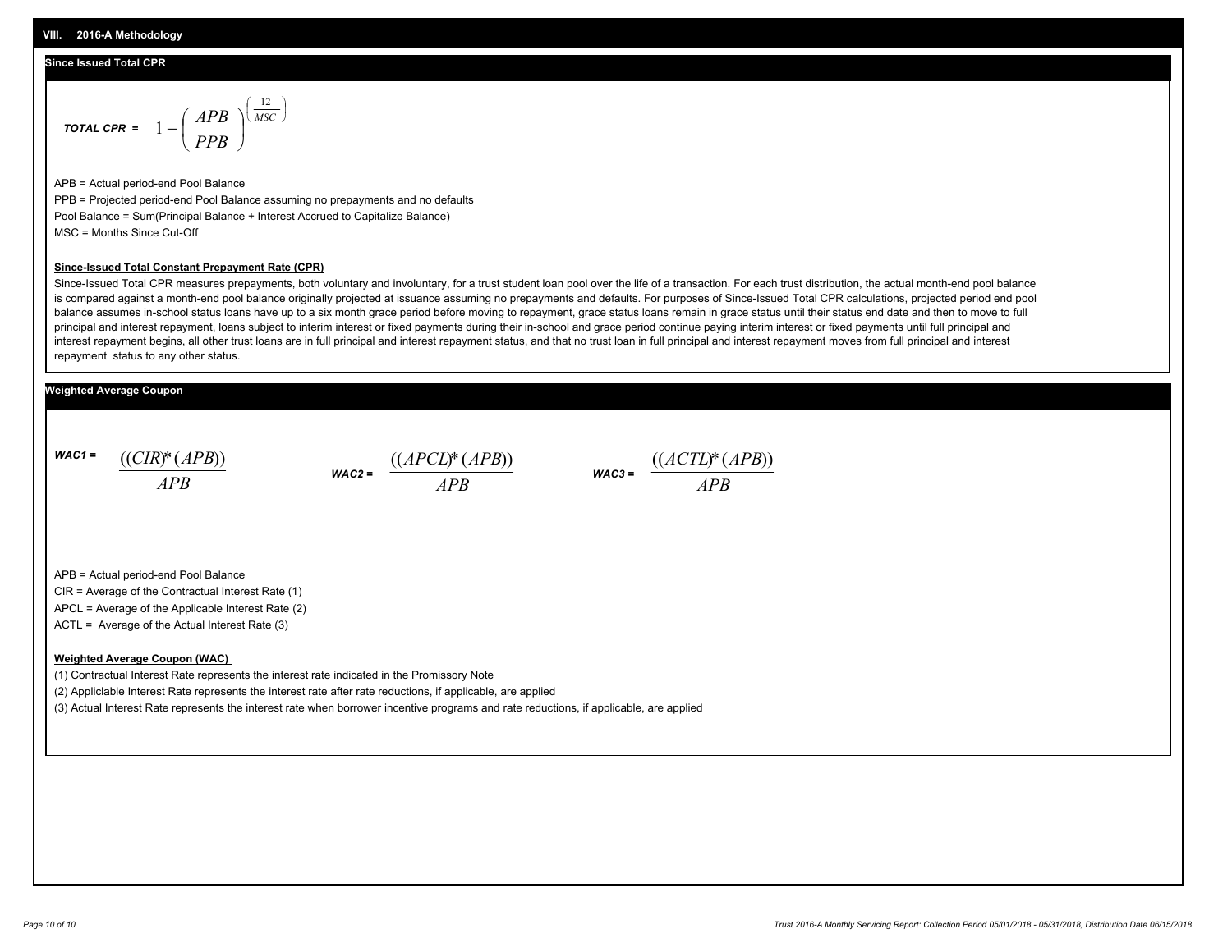## VIII. 2016-A Methodology

### Since Issued Total CPR

$$\textit{TOTAL CPR} = 1 - \left( \frac{APB}{PPB} \right)^{\left( \frac{12}{MSC} \right)}$$

APB = Actual period-end Pool Balance

PPB = Projected period-end Pool Balance assuming no prepayments and no defaults

Pool Balance = Sum(Principal Balance + Interest Accrued to Capitalize Balance)

MSC = Months Since Cut-Off

**Since-Issued Total Constant Prepayment Rate (CPR)**

Since-Issued Total CPR measures prepayments, both voluntary and involuntary, for a trust student loan pool over the life of a transaction. For each trust distribution, the actual month-end pool balance is compared against a month-end pool balance originally projected at issuance assuming no prepayments and defaults. For purposes of Since-Issued Total CPR calculations, projected period end pool balance assumes in-school status loans have up to a six month grace period before moving to repayment, grace status loans remain in grace status until their status end date and then to move to full principal and interest repayment, loans subject to interim interest or fixed payments during their in-school and grace period continue paying interim interest or fixed payments until full principal and interest repayment begins, all other trust loans are in full principal and interest repayment status, and that no trust loan in full principal and interest repayment moves from full principal and interest repayment status to any other status.

### Weighted Average Coupon

$$\textit{WAC1} = \frac{((CIR)*(APB))}{APB} \qquad \textit{WAC2} = \frac{((APCL)*(APB))}{APB} \qquad \textit{WAC3} = \frac{((ACTL)*(APB))}{APB}$$

APB = Actual period-end Pool Balance

CIR = Average of the Contractual Interest Rate (1)

APCL = Average of the Applicable Interest Rate (2)

ACTL = Average of the Actual Interest Rate (3)

**Weighted Average Coupon (WAC)**

(1) Contractual Interest Rate represents the interest rate indicated in the Promissory Note

(2) Appliclable Interest Rate represents the interest rate after rate reductions, if applicable, are applied

(3) Actual Interest Rate represents the interest rate when borrower incentive programs and rate reductions, if applicable, are applied